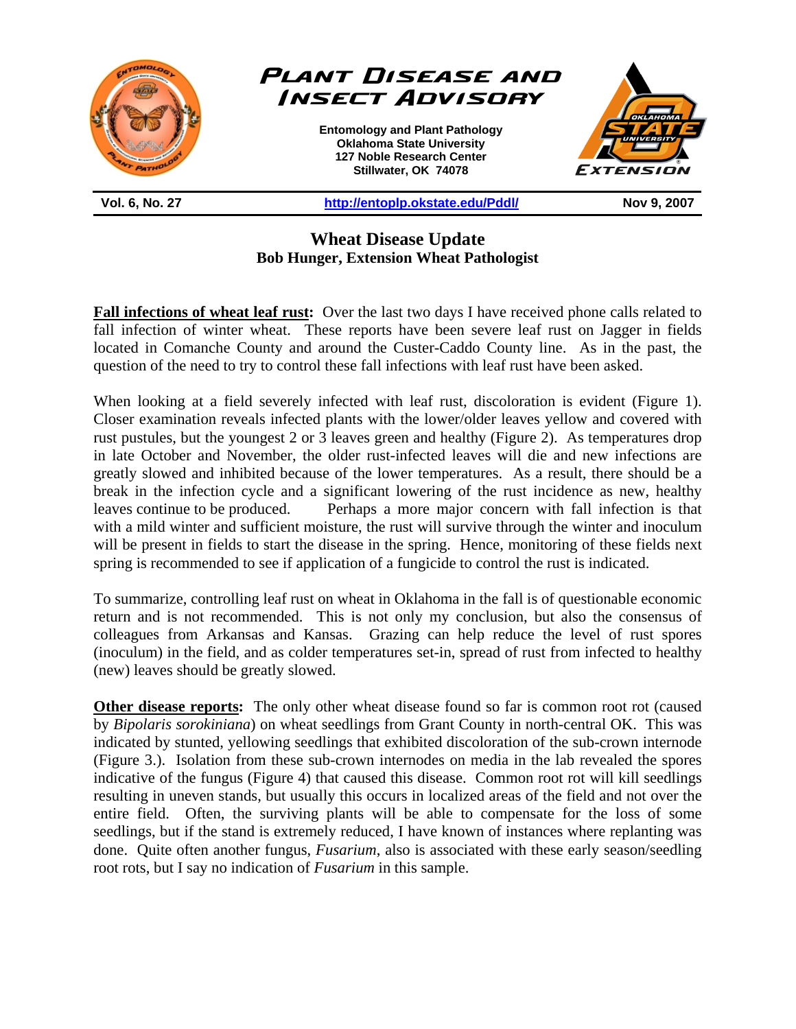# Plant Disease and Insect Advisory

**Entomology and Plant Pathology**
**Oklahoma State University**
**127 Noble Research Center**
**Stillwater, OK 74078**

**Vol. 6, No. 27** | **http://entoplp.okstate.edu/Pddl/** | **Nov 9, 2007**

## Wheat Disease Update

**Bob Hunger, Extension Wheat Pathologist**

**Fall infections of wheat leaf rust:** Over the last two days I have received phone calls related to fall infection of winter wheat. These reports have been severe leaf rust on Jagger in fields located in Comanche County and around the Custer-Caddo County line. As in the past, the question of the need to try to control these fall infections with leaf rust have been asked.

When looking at a field severely infected with leaf rust, discoloration is evident (Figure 1). Closer examination reveals infected plants with the lower/older leaves yellow and covered with rust pustules, but the youngest 2 or 3 leaves green and healthy (Figure 2). As temperatures drop in late October and November, the older rust-infected leaves will die and new infections are greatly slowed and inhibited because of the lower temperatures. As a result, there should be a break in the infection cycle and a significant lowering of the rust incidence as new, healthy leaves continue to be produced. Perhaps a more major concern with fall infection is that with a mild winter and sufficient moisture, the rust will survive through the winter and inoculum will be present in fields to start the disease in the spring. Hence, monitoring of these fields next spring is recommended to see if application of a fungicide to control the rust is indicated.

To summarize, controlling leaf rust on wheat in Oklahoma in the fall is of questionable economic return and is not recommended. This is not only my conclusion, but also the consensus of colleagues from Arkansas and Kansas. Grazing can help reduce the level of rust spores (inoculum) in the field, and as colder temperatures set-in, spread of rust from infected to healthy (new) leaves should be greatly slowed.

**Other disease reports:** The only other wheat disease found so far is common root rot (caused by *Bipolaris sorokiniana*) on wheat seedlings from Grant County in north-central OK. This was indicated by stunted, yellowing seedlings that exhibited discoloration of the sub-crown internode (Figure 3.). Isolation from these sub-crown internodes on media in the lab revealed the spores indicative of the fungus (Figure 4) that caused this disease. Common root rot will kill seedlings resulting in uneven stands, but usually this occurs in localized areas of the field and not over the entire field. Often, the surviving plants will be able to compensate for the loss of some seedlings, but if the stand is extremely reduced, I have known of instances where replanting was done. Quite often another fungus, *Fusarium*, also is associated with these early season/seedling root rots, but I say no indication of *Fusarium* in this sample.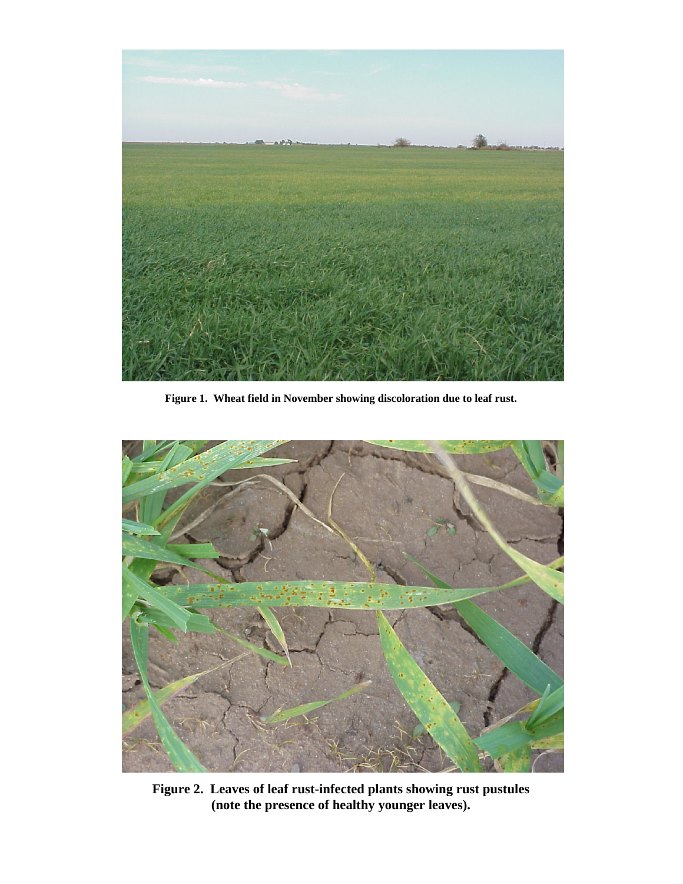**Figure 1. Wheat field in November showing discoloration due to leaf rust.**

**Figure 2. Leaves of leaf rust-infected plants showing rust pustules (note the presence of healthy younger leaves).**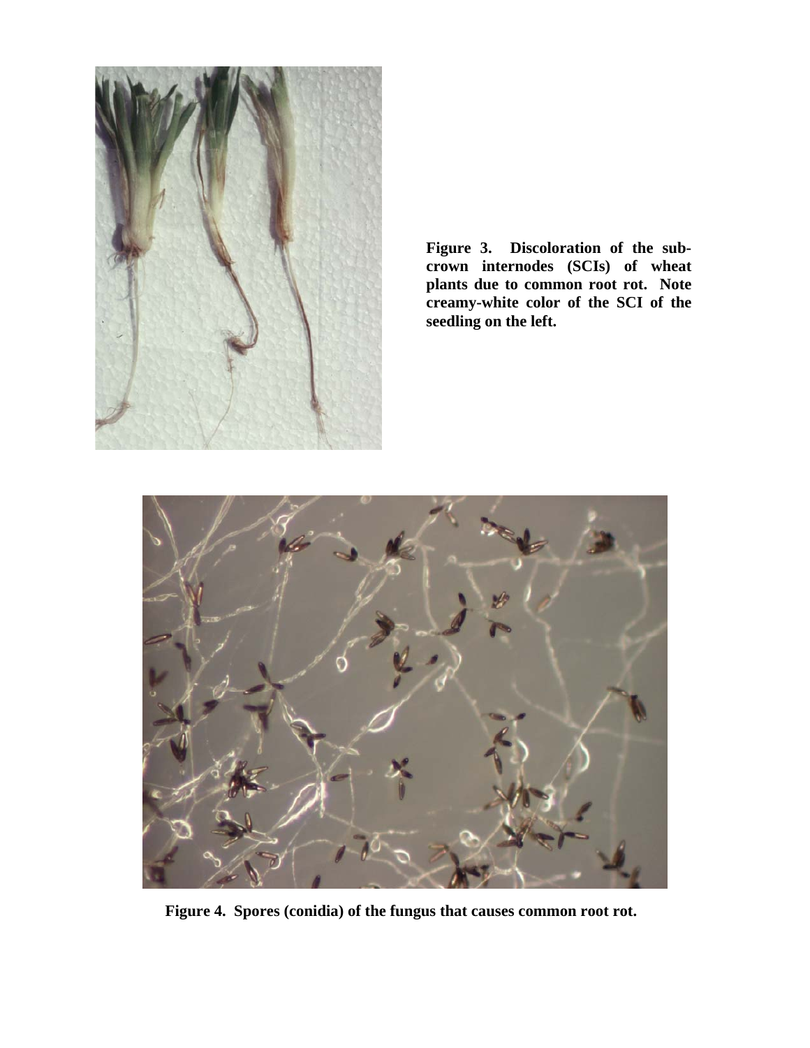**Figure 3. Discoloration of the sub-crown internodes (SCIs) of wheat plants due to common root rot. Note creamy-white color of the SCI of the seedling on the left.**

**Figure 4. Spores (conidia) of the fungus that causes common root rot.**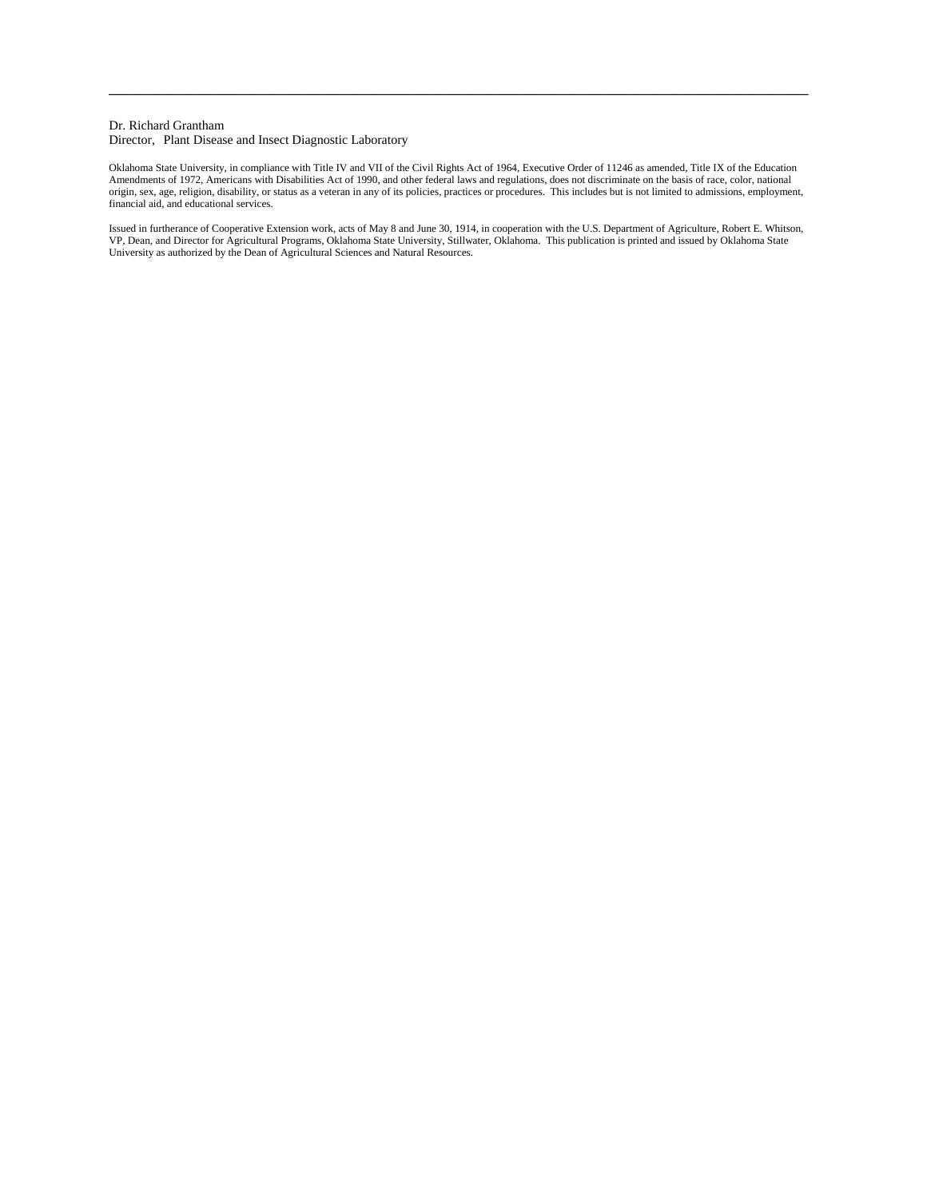---

Dr. Richard Grantham
Director, Plant Disease and Insect Diagnostic Laboratory

Oklahoma State University, in compliance with Title IV and VII of the Civil Rights Act of 1964, Executive Order of 11246 as amended, Title IX of the Education Amendments of 1972, Americans with Disabilities Act of 1990, and other federal laws and regulations, does not discriminate on the basis of race, color, national origin, sex, age, religion, disability, or status as a veteran in any of its policies, practices or procedures. This includes but is not limited to admissions, employment, financial aid, and educational services.

Issued in furtherance of Cooperative Extension work, acts of May 8 and June 30, 1914, in cooperation with the U.S. Department of Agriculture, Robert E. Whitson, VP, Dean, and Director for Agricultural Programs, Oklahoma State University, Stillwater, Oklahoma. This publication is printed and issued by Oklahoma State University as authorized by the Dean of Agricultural Sciences and Natural Resources.